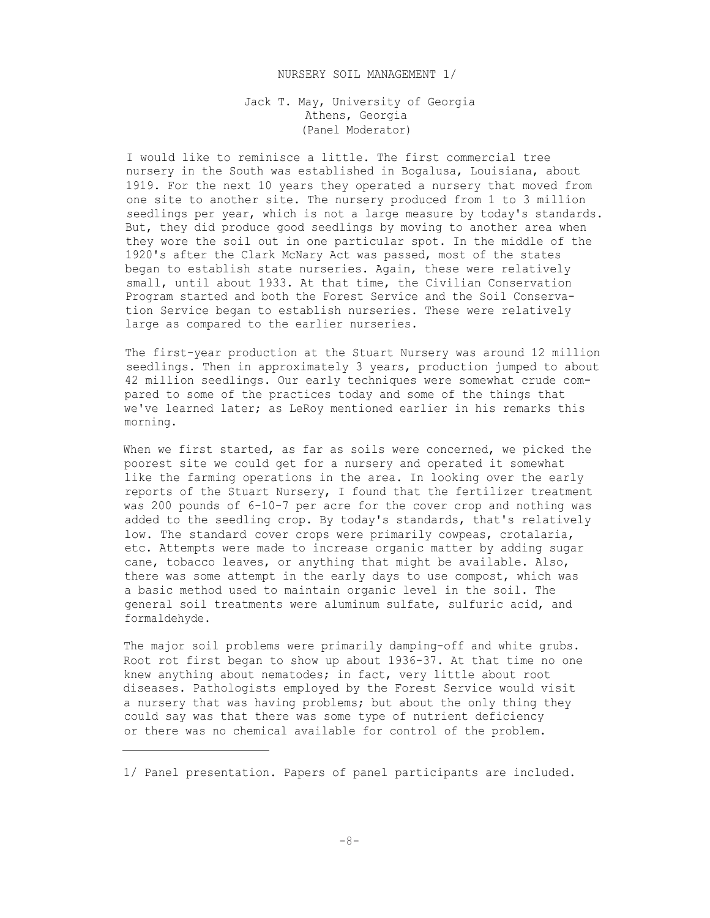# NURSERY SOIL MANAGEMENT [1/]

Jack T. May, University of Georgia
Athens, Georgia
(Panel Moderator)

I would like to reminisce a little. The first commercial tree nursery in the South was established in Bogalusa, Louisiana, about 1919. For the next 10 years they operated a nursery that moved from one site to another site. The nursery produced from 1 to 3 million seedlings per year, which is not a large measure by today's standards. But, they did produce good seedlings by moving to another area when they wore the soil out in one particular spot. In the middle of the 1920's after the Clark McNary Act was passed, most of the states began to establish state nurseries. Again, these were relatively small, until about 1933. At that time, the Civilian Conservation Program started and both the Forest Service and the Soil Conservation Service began to establish nurseries. These were relatively large as compared to the earlier nurseries.

The first-year production at the Stuart Nursery was around 12 million seedlings. Then in approximately 3 years, production jumped to about 42 million seedlings. Our early techniques were somewhat crude compared to some of the practices today and some of the things that we've learned later; as LeRoy mentioned earlier in his remarks this morning.

When we first started, as far as soils were concerned, we picked the poorest site we could get for a nursery and operated it somewhat like the farming operations in the area. In looking over the early reports of the Stuart Nursery, I found that the fertilizer treatment was 200 pounds of 6-10-7 per acre for the cover crop and nothing was added to the seedling crop. By today's standards, that's relatively low. The standard cover crops were primarily cowpeas, crotalaria, etc. Attempts were made to increase organic matter by adding sugar cane, tobacco leaves, or anything that might be available. Also, there was some attempt in the early days to use compost, which was a basic method used to maintain organic level in the soil. The general soil treatments were aluminum sulfate, sulfuric acid, and formaldehyde.

The major soil problems were primarily damping-off and white grubs. Root rot first began to show up about 1936-37. At that time no one knew anything about nematodes; in fact, very little about root diseases. Pathologists employed by the Forest Service would visit a nursery that was having problems; but about the only thing they could say was that there was some type of nutrient deficiency or there was no chemical available for control of the problem.

---

1/ Panel presentation. Papers of panel participants are included.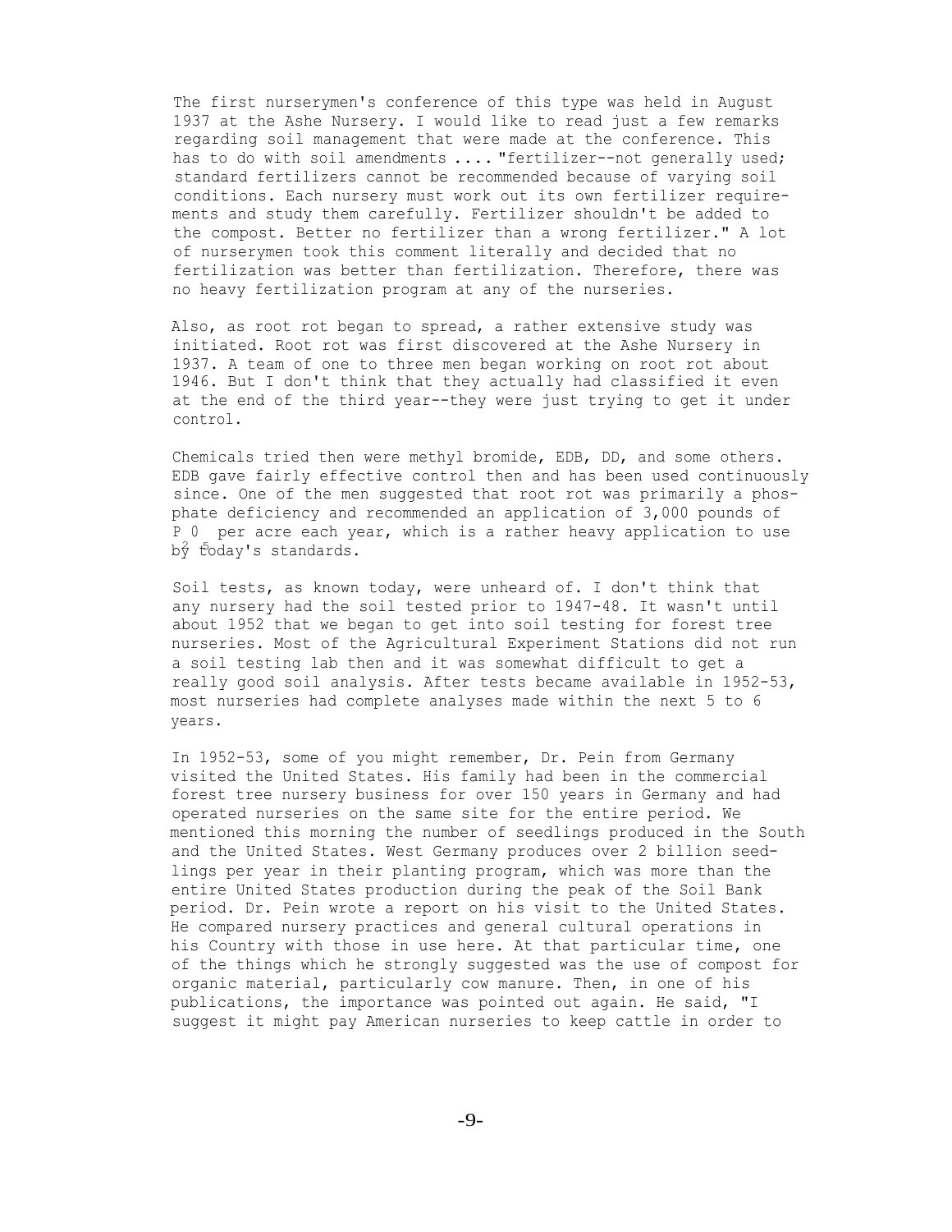The first nurserymen's conference of this type was held in August 1937 at the Ashe Nursery. I would like to read just a few remarks regarding soil management that were made at the conference. This has to do with soil amendments .... "fertilizer--not generally used; standard fertilizers cannot be recommended because of varying soil conditions. Each nursery must work out its own fertilizer requirements and study them carefully. Fertilizer shouldn't be added to the compost. Better no fertilizer than a wrong fertilizer." A lot of nurserymen took this comment literally and decided that no fertilization was better than fertilization. Therefore, there was no heavy fertilization program at any of the nurseries.

Also, as root rot began to spread, a rather extensive study was initiated. Root rot was first discovered at the Ashe Nursery in 1937. A team of one to three men began working on root rot about 1946. But I don't think that they actually had classified it even at the end of the third year--they were just trying to get it under control.

Chemicals tried then were methyl bromide, EDB, DD, and some others. EDB gave fairly effective control then and has been used continuously since. One of the men suggested that root rot was primarily a phosphate deficiency and recommended an application of 3,000 pounds of $P_2O_5$ per acre each year, which is a rather heavy application to use by today's standards.

Soil tests, as known today, were unheard of. I don't think that any nursery had the soil tested prior to 1947-48. It wasn't until about 1952 that we began to get into soil testing for forest tree nurseries. Most of the Agricultural Experiment Stations did not run a soil testing lab then and it was somewhat difficult to get a really good soil analysis. After tests became available in 1952-53, most nurseries had complete analyses made within the next 5 to 6 years.

In 1952-53, some of you might remember, Dr. Pein from Germany visited the United States. His family had been in the commercial forest tree nursery business for over 150 years in Germany and had operated nurseries on the same site for the entire period. We mentioned this morning the number of seedlings produced in the South and the United States. West Germany produces over 2 billion seedlings per year in their planting program, which was more than the entire United States production during the peak of the Soil Bank period. Dr. Pein wrote a report on his visit to the United States. He compared nursery practices and general cultural operations in his Country with those in use here. At that particular time, one of the things which he strongly suggested was the use of compost for organic material, particularly cow manure. Then, in one of his publications, the importance was pointed out again. He said, "I suggest it might pay American nurseries to keep cattle in order to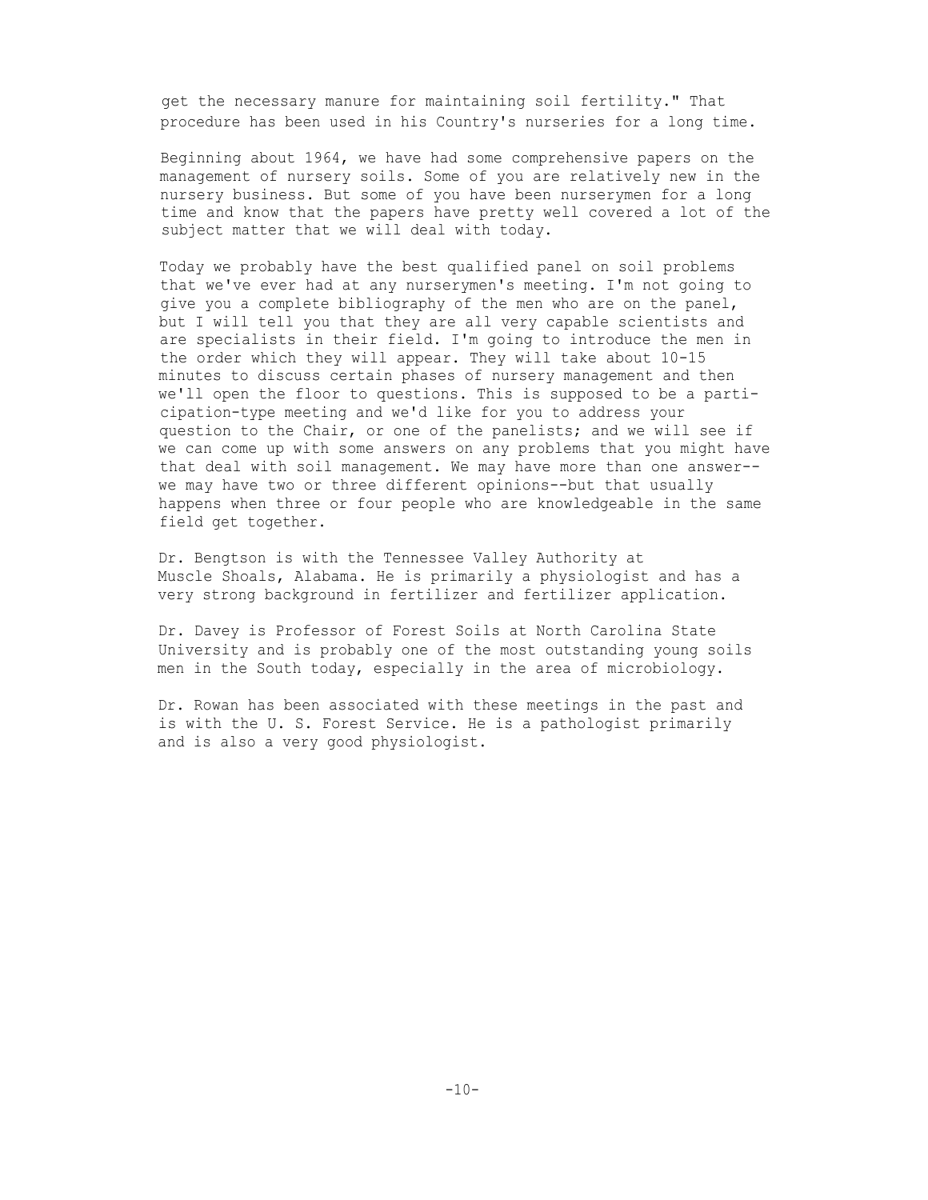get the necessary manure for maintaining soil fertility." That procedure has been used in his Country's nurseries for a long time.

Beginning about 1964, we have had some comprehensive papers on the management of nursery soils. Some of you are relatively new in the nursery business. But some of you have been nurserymen for a long time and know that the papers have pretty well covered a lot of the subject matter that we will deal with today.

Today we probably have the best qualified panel on soil problems that we've ever had at any nurserymen's meeting. I'm not going to give you a complete bibliography of the men who are on the panel, but I will tell you that they are all very capable scientists and are specialists in their field. I'm going to introduce the men in the order which they will appear. They will take about 10-15 minutes to discuss certain phases of nursery management and then we'll open the floor to questions. This is supposed to be a participation-type meeting and we'd like for you to address your question to the Chair, or one of the panelists; and we will see if we can come up with some answers on any problems that you might have that deal with soil management. We may have more than one answer--we may have two or three different opinions--but that usually happens when three or four people who are knowledgeable in the same field get together.

Dr. Bengtson is with the Tennessee Valley Authority at Muscle Shoals, Alabama. He is primarily a physiologist and has a very strong background in fertilizer and fertilizer application.

Dr. Davey is Professor of Forest Soils at North Carolina State University and is probably one of the most outstanding young soils men in the South today, especially in the area of microbiology.

Dr. Rowan has been associated with these meetings in the past and is with the U. S. Forest Service. He is a pathologist primarily and is also a very good physiologist.